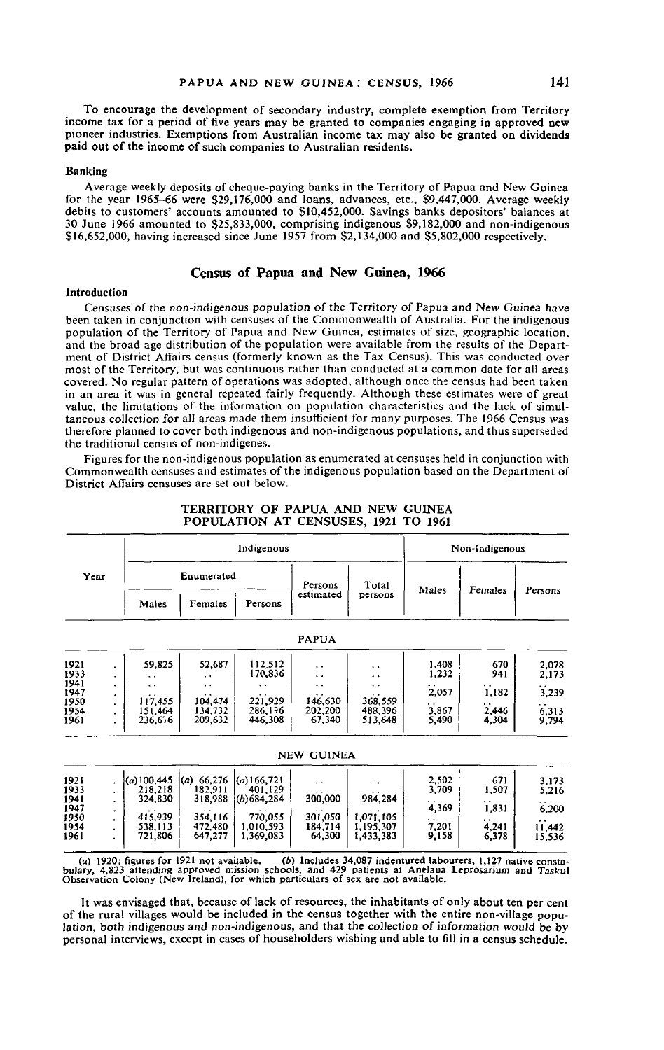To encourage the development of secondary industry, complete exemption from Territory income tax for a period of five years may be granted to companies engaging in approved new pioneer industries. Exemptions from Australian income tax may also be granted on dividends paid out of the income of such companies to Australian residents.

### Banking

Average weekly deposits of cheque-paying banks in the Territory of Papua and New Guinea for the year 1965–66 were $29,176,000 and loans, advances, etc., $9,447,000. Average weekly debits to customers' accounts amounted to $10,452,000. Savings banks depositors' balances at 30 June 1966 amounted to $25,833,000, comprising indigenous $9,182,000 and non-indigenous $16,652,000, having increased since June 1957 from $2,134,000 and $5,802,000 respectively.

## Census of Papua and New Guinea, 1966

### Introduction

Censuses of the non-indigenous population of the Territory of Papua and New Guinea have been taken in conjunction with censuses of the Commonwealth of Australia. For the indigenous population of the Territory of Papua and New Guinea, estimates of size, geographic location, and the broad age distribution of the population were available from the results of the Department of District Affairs census (formerly known as the Tax Census). This was conducted over most of the Territory, but was continuous rather than conducted at a common date for all areas covered. No regular pattern of operations was adopted, although once the census had been taken in an area it was in general repeated fairly frequently. Although these estimates were of great value, the limitations of the information on population characteristics and the lack of simultaneous collection for all areas made them insufficient for many purposes. The 1966 Census was therefore planned to cover both indigenous and non-indigenous populations, and thus superseded the traditional census of non-indigenes.

Figures for the non-indigenous population as enumerated at censuses held in conjunction with Commonwealth censuses and estimates of the indigenous population based on the Department of District Affairs censuses are set out below.

TERRITORY OF PAPUA AND NEW GUINEA
POPULATION AT CENSUSES, 1921 TO 1961

| Year | Indigenous | | | | | Non-Indigenous | | |
|---|---|---|---|---|---|---|---|---|
| | Enumerated | | | Persons estimated | Total persons | Males | Females | Persons |
| | Males | Females | Persons | | | | | |
| **PAPUA** | | | | | | | | |
| 1921 | 59,825 | 52,687 | 112,512 | . . | . . | 1,408 | 670 | 2,078 |
| 1933 | . . | . . | 170,836 | . . | . . | 1,232 | 941 | 2,173 |
| 1941 | . . | . . | . . | . . | . . | . . | . . | . . |
| 1947 | . . | . . | . . | . . | . . | 2,057 | 1,182 | 3,239 |
| 1950 | 117,455 | 104,474 | 221,929 | 146,630 | 368,559 | . . | . . | . . |
| 1954 | 151,464 | 134,732 | 286,196 | 202,200 | 488,396 | 3,867 | 2,446 | 6,313 |
| 1961 | 236,676 | 209,632 | 446,308 | 67,340 | 513,648 | 5,490 | 4,304 | 9,794 |
| **NEW GUINEA** | | | | | | | | |
| 1921 | (a) 100,445 | (a) 66,276 | (a) 166,721 | . . | . . | 2,502 | 671 | 3,173 |
| 1933 | 218,218 | 182,911 | 401,129 | . . | . . | 3,709 | 1,507 | 5,216 |
| 1941 | 324,830 | 318,988 | (b) 684,284 | 300,000 | 984,284 | . . | . . | . . |
| 1947 | . . | . . | . . | . . | . . | 4,369 | 1,831 | 6,200 |
| 1950 | 415,939 | 354,116 | 770,055 | 301,050 | 1,071,105 | . . | . . | . . |
| 1954 | 538,113 | 472,480 | 1,010,593 | 184,714 | 1,195,307 | 7,201 | 4,241 | 11,442 |
| 1961 | 721,806 | 647,277 | 1,369,083 | 64,300 | 1,433,383 | 9,158 | 6,378 | 15,536 |

(a) 1920; figures for 1921 not available. (b) Includes 34,087 indentured labourers, 1,127 native constabulary, 4,823 attending approved mission schools, and 429 patients at Anelaua Leprosarium and Taskul Observation Colony (New Ireland), for which particulars of sex are not available.

It was envisaged that, because of lack of resources, the inhabitants of only about ten per cent of the rural villages would be included in the census together with the entire non-village population, both indigenous and non-indigenous, and that the collection of information would be by personal interviews, except in cases of householders wishing and able to fill in a census schedule.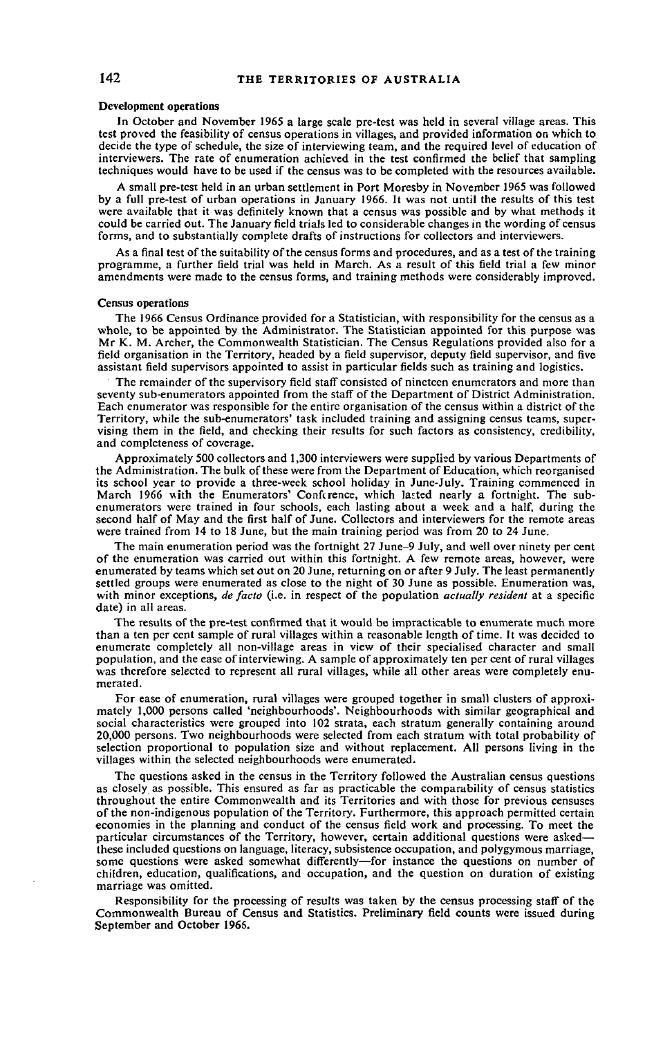### Development operations

In October and November 1965 a large scale pre-test was held in several village areas. This test proved the feasibility of census operations in villages, and provided information on which to decide the type of schedule, the size of interviewing team, and the required level of education of interviewers. The rate of enumeration achieved in the test confirmed the belief that sampling techniques would have to be used if the census was to be completed with the resources available.

A small pre-test held in an urban settlement in Port Moresby in November 1965 was followed by a full pre-test of urban operations in January 1966. It was not until the results of this test were available that it was definitely known that a census was possible and by what methods it could be carried out. The January field trials led to considerable changes in the wording of census forms, and to substantially complete drafts of instructions for collectors and interviewers.

As a final test of the suitability of the census forms and procedures, and as a test of the training programme, a further field trial was held in March. As a result of this field trial a few minor amendments were made to the census forms, and training methods were considerably improved.

### Census operations

The 1966 Census Ordinance provided for a Statistician, with responsibility for the census as a whole, to be appointed by the Administrator. The Statistician appointed for this purpose was Mr K. M. Archer, the Commonwealth Statistician. The Census Regulations provided also for a field organisation in the Territory, headed by a field supervisor, deputy field supervisor, and five assistant field supervisors appointed to assist in particular fields such as training and logistics.

The remainder of the supervisory field staff consisted of nineteen enumerators and more than seventy sub-enumerators appointed from the staff of the Department of District Administration. Each enumerator was responsible for the entire organisation of the census within a district of the Territory, while the sub-enumerators' task included training and assigning census teams, supervising them in the field, and checking their results for such factors as consistency, credibility, and completeness of coverage.

Approximately 500 collectors and 1,300 interviewers were supplied by various Departments of the Administration. The bulk of these were from the Department of Education, which reorganised its school year to provide a three-week school holiday in June-July. Training commenced in March 1966 with the Enumerators' Conference, which lasted nearly a fortnight. The sub-enumerators were trained in four schools, each lasting about a week and a half, during the second half of May and the first half of June. Collectors and interviewers for the remote areas were trained from 14 to 18 June, but the main training period was from 20 to 24 June.

The main enumeration period was the fortnight 27 June–9 July, and well over ninety per cent of the enumeration was carried out within this fortnight. A few remote areas, however, were enumerated by teams which set out on 20 June, returning on or after 9 July. The least permanently settled groups were enumerated as close to the night of 30 June as possible. Enumeration was, with minor exceptions, *de facto* (i.e. in respect of the population *actually resident* at a specific date) in all areas.

The results of the pre-test confirmed that it would be impracticable to enumerate much more than a ten per cent sample of rural villages within a reasonable length of time. It was decided to enumerate completely all non-village areas in view of their specialised character and small population, and the ease of interviewing. A sample of approximately ten per cent of rural villages was therefore selected to represent all rural villages, while all other areas were completely enumerated.

For ease of enumeration, rural villages were grouped together in small clusters of approximately 1,000 persons called 'neighbourhoods'. Neighbourhoods with similar geographical and social characteristics were grouped into 102 strata, each stratum generally containing around 20,000 persons. Two neighbourhoods were selected from each stratum with total probability of selection proportional to population size and without replacement. All persons living in the villages within the selected neighbourhoods were enumerated.

The questions asked in the census in the Territory followed the Australian census questions as closely as possible. This ensured as far as practicable the comparability of census statistics throughout the entire Commonwealth and its Territories and with those for previous censuses of the non-indigenous population of the Territory. Furthermore, this approach permitted certain economies in the planning and conduct of the census field work and processing. To meet the particular circumstances of the Territory, however, certain additional questions were asked—these included questions on language, literacy, subsistence occupation, and polygymous marriage, some questions were asked somewhat differently—for instance the questions on number of children, education, qualifications, and occupation, and the question on duration of existing marriage was omitted.

Responsibility for the processing of results was taken by the census processing staff of the Commonwealth Bureau of Census and Statistics. Preliminary field counts were issued during September and October 1966.